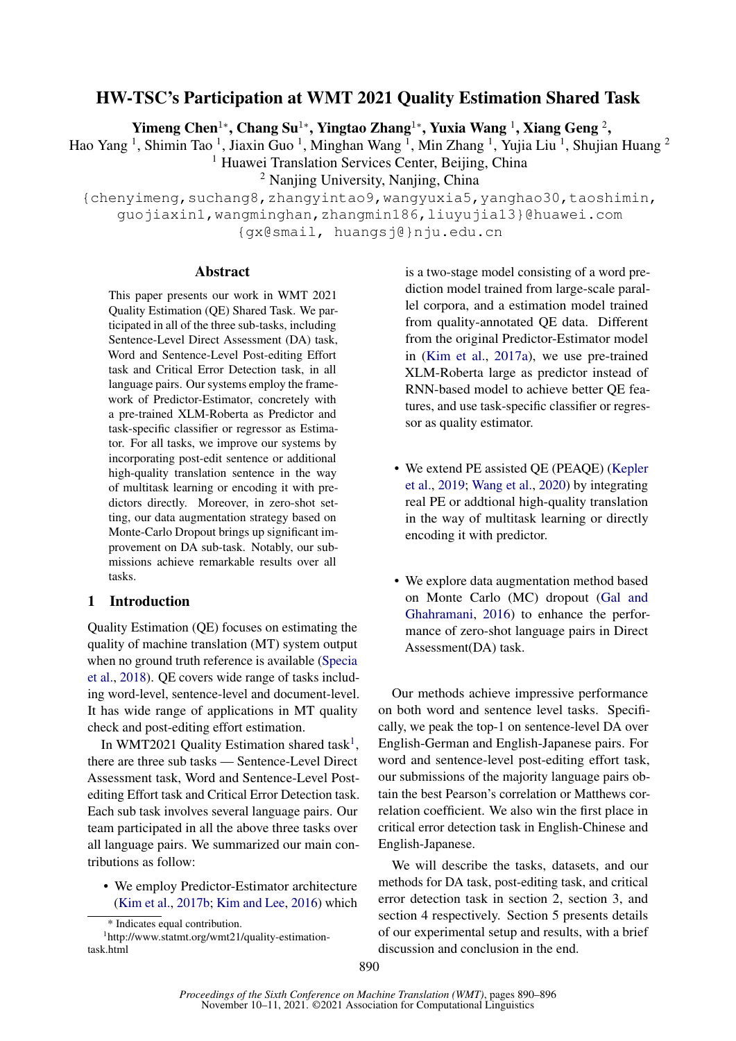# HW-TSC's Participation at WMT 2021 Quality Estimation Shared Task

**Yimeng Chen**[1*], **Chang Su**[1*], **Yingtao Zhang**[1*], **Yuxia Wang** [1], **Xiang Geng** [2], Hao Yang [1], Shimin Tao [1], Jiaxin Guo [1], Minghan Wang [1], Min Zhang [1], Yujia Liu [1], Shujian Huang [2]

[1] Huawei Translation Services Center, Beijing, China

[2] Nanjing University, Nanjing, China

{chenyimeng,suchang8,zhangyintao9,wangyuxia5,yanghao30,taoshimin, guojiaxin1,wangminghan,zhangmin186,liuyujia13}@huawei.com

{gx@smail, huangsj@}nju.edu.cn

## Abstract

This paper presents our work in WMT 2021 Quality Estimation (QE) Shared Task. We participated in all of the three sub-tasks, including Sentence-Level Direct Assessment (DA) task, Word and Sentence-Level Post-editing Effort task and Critical Error Detection task, in all language pairs. Our systems employ the framework of Predictor-Estimator, concretely with a pre-trained XLM-Roberta as Predictor and task-specific classifier or regressor as Estimator. For all tasks, we improve our systems by incorporating post-edit sentence or additional high-quality translation sentence in the way of multitask learning or encoding it with predictors directly. Moreover, in zero-shot setting, our data augmentation strategy based on Monte-Carlo Dropout brings up significant improvement on DA sub-task. Notably, our submissions achieve remarkable results over all tasks.

## 1 Introduction

Quality Estimation (QE) focuses on estimating the quality of machine translation (MT) system output when no ground truth reference is available (Specia et al., 2018). QE covers wide range of tasks including word-level, sentence-level and document-level. It has wide range of applications in MT quality check and post-editing effort estimation.

In WMT2021 Quality Estimation shared task[1], there are three sub tasks — Sentence-Level Direct Assessment task, Word and Sentence-Level Post-editing Effort task and Critical Error Detection task. Each sub task involves several language pairs. Our team participated in all the above three tasks over all language pairs. We summarized our main contributions as follow:

- We employ Predictor-Estimator architecture (Kim et al., 2017b; Kim and Lee, 2016) which is a two-stage model consisting of a word prediction model trained from large-scale parallel corpora, and a estimation model trained from quality-annotated QE data. Different from the original Predictor-Estimator model in (Kim et al., 2017a), we use pre-trained XLM-Roberta large as predictor instead of RNN-based model to achieve better QE features, and use task-specific classifier or regressor as quality estimator.
- We extend PE assisted QE (PEAQE) (Kepler et al., 2019; Wang et al., 2020) by integrating real PE or addtional high-quality translation in the way of multitask learning or directly encoding it with predictor.
- We explore data augmentation method based on Monte Carlo (MC) dropout (Gal and Ghahramani, 2016) to enhance the performance of zero-shot language pairs in Direct Assessment(DA) task.

Our methods achieve impressive performance on both word and sentence level tasks. Specifically, we peak the top-1 on sentence-level DA over English-German and English-Japanese pairs. For word and sentence-level post-editing effort task, our submissions of the majority language pairs obtain the best Pearson's correlation or Matthews correlation coefficient. We also win the first place in critical error detection task in English-Chinese and English-Japanese.

We will describe the tasks, datasets, and our methods for DA task, post-editing task, and critical error detection task in section 2, section 3, and section 4 respectively. Section 5 presents details of our experimental setup and results, with a brief discussion and conclusion in the end.

\* Indicates equal contribution.

[1] http://www.statmt.org/wmt21/quality-estimation-task.html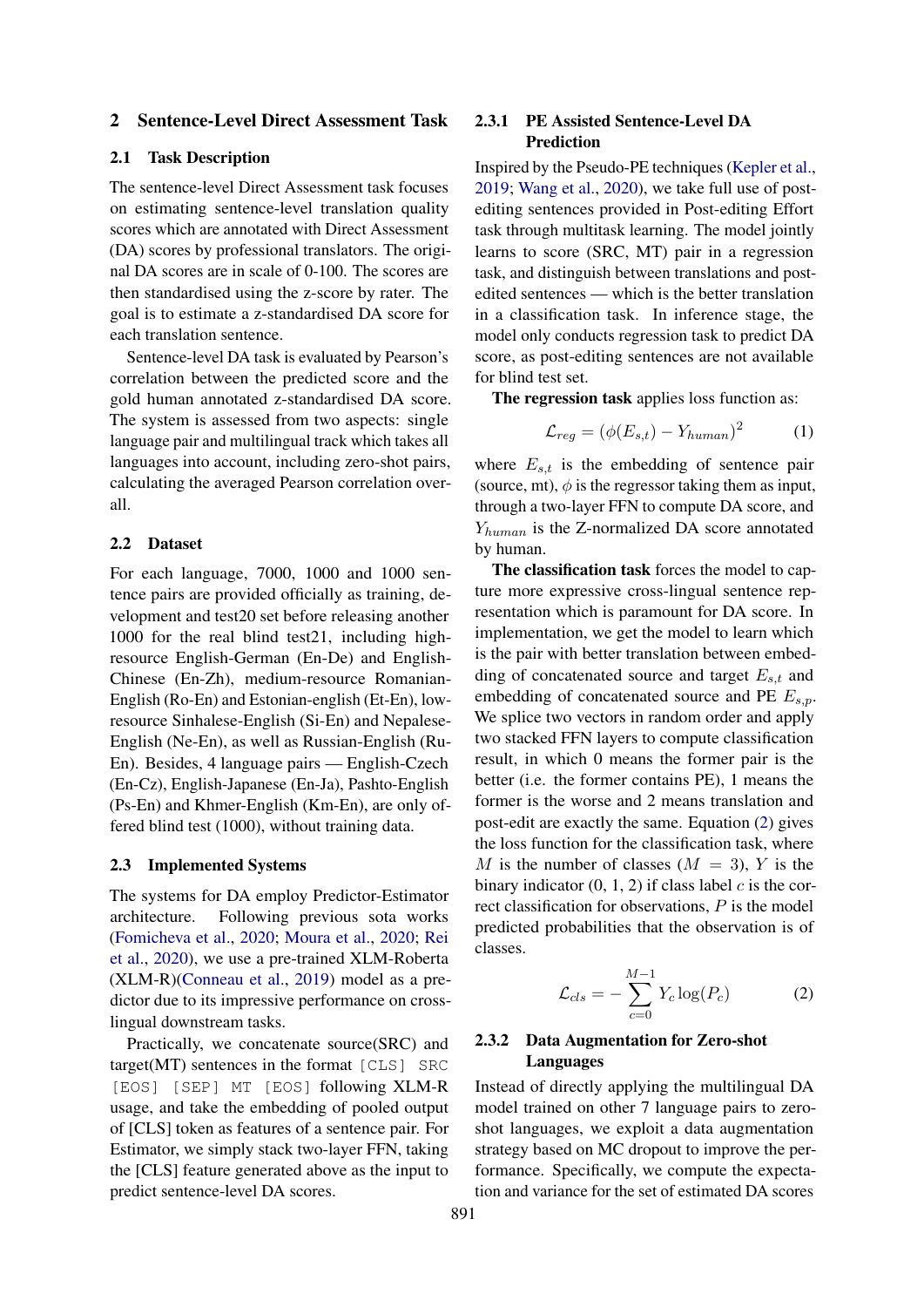## 2 Sentence-Level Direct Assessment Task

### 2.1 Task Description

The sentence-level Direct Assessment task focuses on estimating sentence-level translation quality scores which are annotated with Direct Assessment (DA) scores by professional translators. The original DA scores are in scale of 0-100. The scores are then standardised using the z-score by rater. The goal is to estimate a z-standardised DA score for each translation sentence.

Sentence-level DA task is evaluated by Pearson's correlation between the predicted score and the gold human annotated z-standardised DA score. The system is assessed from two aspects: single language pair and multilingual track which takes all languages into account, including zero-shot pairs, calculating the averaged Pearson correlation overall.

### 2.2 Dataset

For each language, 7000, 1000 and 1000 sentence pairs are provided officially as training, development and test20 set before releasing another 1000 for the real blind test21, including high-resource English-German (En-De) and English-Chinese (En-Zh), medium-resource Romanian-English (Ro-En) and Estonian-english (Et-En), low-resource Sinhalese-English (Si-En) and Nepalese-English (Ne-En), as well as Russian-English (Ru-En). Besides, 4 language pairs — English-Czech (En-Cz), English-Japanese (En-Ja), Pashto-English (Ps-En) and Khmer-English (Km-En), are only offered blind test (1000), without training data.

### 2.3 Implemented Systems

The systems for DA employ Predictor-Estimator architecture. Following previous sota works (Fomicheva et al., 2020; Moura et al., 2020; Rei et al., 2020), we use a pre-trained XLM-Roberta (XLM-R)(Conneau et al., 2019) model as a predictor due to its impressive performance on cross-lingual downstream tasks.

Practically, we concatenate source(SRC) and target(MT) sentences in the format `[CLS] SRC [EOS] [SEP] MT [EOS]` following XLM-R usage, and take the embedding of pooled output of [CLS] token as features of a sentence pair. For Estimator, we simply stack two-layer FFN, taking the [CLS] feature generated above as the input to predict sentence-level DA scores.

#### 2.3.1 PE Assisted Sentence-Level DA Prediction

Inspired by the Pseudo-PE techniques (Kepler et al., 2019; Wang et al., 2020), we take full use of post-editing sentences provided in Post-editing Effort task through multitask learning. The model jointly learns to score (SRC, MT) pair in a regression task, and distinguish between translations and post-edited sentences — which is the better translation in a classification task. In inference stage, the model only conducts regression task to predict DA score, as post-editing sentences are not available for blind test set.

**The regression task** applies loss function as:

$$\mathcal{L}_{reg} = (\phi(E_{s,t}) - Y_{human})^2 \tag{1}$$

where $E_{s,t}$ is the embedding of sentence pair (source, mt), $\phi$ is the regressor taking them as input, through a two-layer FFN to compute DA score, and $Y_{human}$ is the Z-normalized DA score annotated by human.

**The classification task** forces the model to capture more expressive cross-lingual sentence representation which is paramount for DA score. In implementation, we get the model to learn which is the pair with better translation between embedding of concatenated source and target $E_{s,t}$ and embedding of concatenated source and PE $E_{s,p}$. We splice two vectors in random order and apply two stacked FFN layers to compute classification result, in which 0 means the former pair is the better (i.e. the former contains PE), 1 means the former is the worse and 2 means translation and post-edit are exactly the same. Equation (2) gives the loss function for the classification task, where $M$ is the number of classes ($M = 3$), $Y$ is the binary indicator (0, 1, 2) if class label $c$ is the correct classification for observations, $P$ is the model predicted probabilities that the observation is of classes.

$$\mathcal{L}_{cls} = -\sum_{c=0}^{M-1} Y_c \log(P_c) \tag{2}$$

#### 2.3.2 Data Augmentation for Zero-shot Languages

Instead of directly applying the multilingual DA model trained on other 7 language pairs to zero-shot languages, we exploit a data augmentation strategy based on MC dropout to improve the performance. Specifically, we compute the expectation and variance for the set of estimated DA scores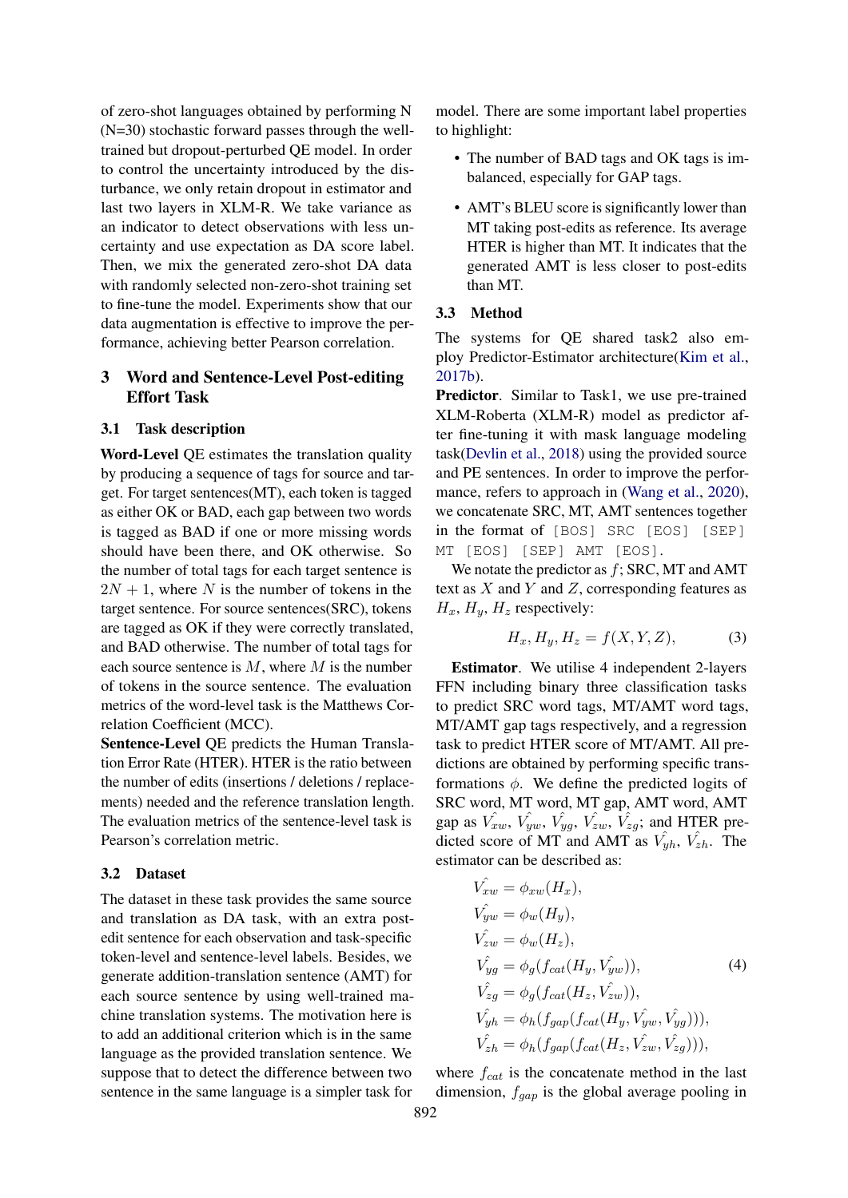of zero-shot languages obtained by performing N (N=30) stochastic forward passes through the well-trained but dropout-perturbed QE model. In order to control the uncertainty introduced by the disturbance, we only retain dropout in estimator and last two layers in XLM-R. We take variance as an indicator to detect observations with less uncertainty and use expectation as DA score label. Then, we mix the generated zero-shot DA data with randomly selected non-zero-shot training set to fine-tune the model. Experiments show that our data augmentation is effective to improve the performance, achieving better Pearson correlation.

# 3 Word and Sentence-Level Post-editing Effort Task

## 3.1 Task description

**Word-Level** QE estimates the translation quality by producing a sequence of tags for source and target. For target sentences(MT), each token is tagged as either OK or BAD, each gap between two words is tagged as BAD if one or more missing words should have been there, and OK otherwise. So the number of total tags for each target sentence is $2N + 1$, where $N$ is the number of tokens in the target sentence. For source sentences(SRC), tokens are tagged as OK if they were correctly translated, and BAD otherwise. The number of total tags for each source sentence is $M$, where $M$ is the number of tokens in the source sentence. The evaluation metrics of the word-level task is the Matthews Correlation Coefficient (MCC).

**Sentence-Level** QE predicts the Human Translation Error Rate (HTER). HTER is the ratio between the number of edits (insertions / deletions / replacements) needed and the reference translation length. The evaluation metrics of the sentence-level task is Pearson's correlation metric.

## 3.2 Dataset

The dataset in these task provides the same source and translation as DA task, with an extra post-edit sentence for each observation and task-specific token-level and sentence-level labels. Besides, we generate addition-translation sentence (AMT) for each source sentence by using well-trained machine translation systems. The motivation here is to add an additional criterion which is in the same language as the provided translation sentence. We suppose that to detect the difference between two sentence in the same language is a simpler task for model. There are some important label properties to highlight:

- The number of BAD tags and OK tags is imbalanced, especially for GAP tags.
- AMT's BLEU score is significantly lower than MT taking post-edits as reference. Its average HTER is higher than MT. It indicates that the generated AMT is less closer to post-edits than MT.

## 3.3 Method

The systems for QE shared task2 also employ Predictor-Estimator architecture(Kim et al., 2017b).

**Predictor**. Similar to Task1, we use pre-trained XLM-Roberta (XLM-R) model as predictor after fine-tuning it with mask language modeling task(Devlin et al., 2018) using the provided source and PE sentences. In order to improve the performance, refers to approach in (Wang et al., 2020), we concatenate SRC, MT, AMT sentences together in the format of `[BOS] SRC [EOS] [SEP] MT [EOS] [SEP] AMT [EOS]`.

We notate the predictor as $f$; SRC, MT and AMT text as $X$ and $Y$ and $Z$, corresponding features as $H_x$, $H_y$, $H_z$ respectively:

$$H_x, H_y, H_z = f(X, Y, Z), \tag{3}$$

**Estimator**. We utilise 4 independent 2-layers FFN including binary three classification tasks to predict SRC word tags, MT/AMT word tags, MT/AMT gap tags respectively, and a regression task to predict HTER score of MT/AMT. All predictions are obtained by performing specific transformations $\phi$. We define the predicted logits of SRC word, MT word, MT gap, AMT word, AMT gap as $\hat{V_{xw}}$, $\hat{V_{yw}}$, $\hat{V_{yg}}$, $\hat{V_{zw}}$, $\hat{V_{zg}}$; and HTER predicted score of MT and AMT as $\hat{V_{yh}}$, $\hat{V_{zh}}$. The estimator can be described as:

$$\begin{aligned}
\hat{V_{xw}} &= \phi_{xw}(H_x), \\
\hat{V_{yw}} &= \phi_w(H_y), \\
\hat{V_{zw}} &= \phi_w(H_z), \\
\hat{V_{yg}} &= \phi_g(f_{cat}(H_y, \hat{V_{yw}})), \\
\hat{V_{zg}} &= \phi_g(f_{cat}(H_z, \hat{V_{zw}})), \\
\hat{V_{yh}} &= \phi_h(f_{gap}(f_{cat}(H_y, \hat{V_{yw}}, \hat{V_{yg}}))), \\
\hat{V_{zh}} &= \phi_h(f_{gap}(f_{cat}(H_z, \hat{V_{zw}}, \hat{V_{zg}}))),
\end{aligned} \tag{4}$$

where $f_{cat}$ is the concatenate method in the last dimension, $f_{gap}$ is the global average pooling in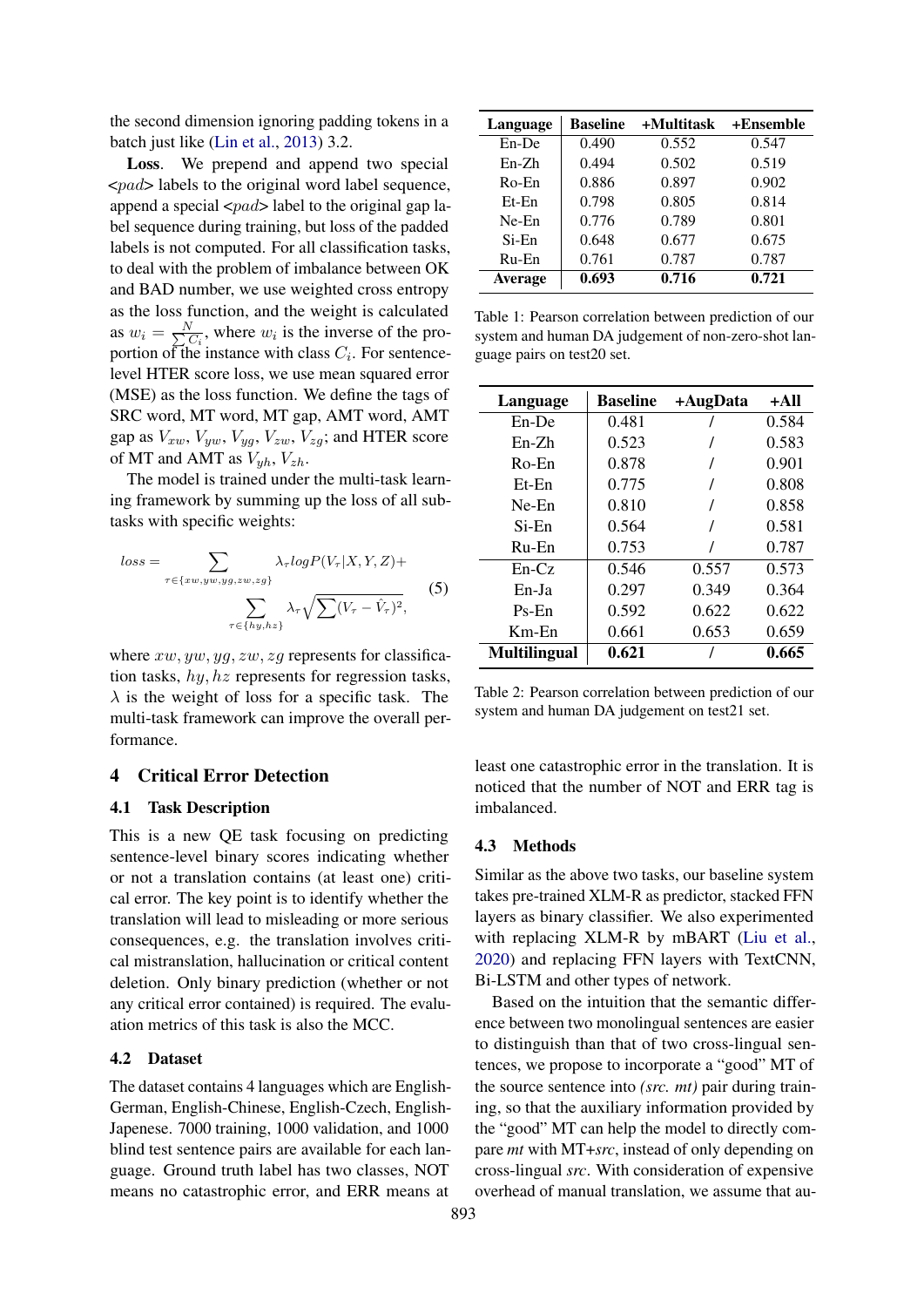the second dimension ignoring padding tokens in a batch just like (Lin et al., 2013) 3.2.

**Loss**. We prepend and append two special <$pad$> labels to the original word label sequence, append a special <$pad$> label to the original gap label sequence during training, but loss of the padded labels is not computed. For all classification tasks, to deal with the problem of imbalance between OK and BAD number, we use weighted cross entropy as the loss function, and the weight is calculated as $w_i = \frac{N}{\sum C_i}$, where $w_i$ is the inverse of the proportion of the instance with class $C_i$. For sentence-level HTER score loss, we use mean squared error (MSE) as the loss function. We define the tags of SRC word, MT word, MT gap, AMT word, AMT gap as $V_{xw}, V_{yw}, V_{yg}, V_{zw}, V_{zg}$; and HTER score of MT and AMT as $V_{yh}, V_{zh}$.

The model is trained under the multi-task learning framework by summing up the loss of all subtasks with specific weights:

$$loss = \sum_{\tau \in \{xw,yw,yg,zw,zg\}} \lambda_\tau log P(V_\tau|X,Y,Z) + \sum_{\tau \in \{hy,hz\}} \lambda_\tau \sqrt{\sum (V_\tau - \hat{V}_\tau)^2}, \quad (5)$$

where $xw, yw, yg, zw, zg$ represents for classification tasks, $hy, hz$ represents for regression tasks, $\lambda$ is the weight of loss for a specific task. The multi-task framework can improve the overall performance.

| Language | Baseline | +Multitask | +Ensemble |
|---|---|---|---|
| En-De | 0.490 | 0.552 | 0.547 |
| En-Zh | 0.494 | 0.502 | 0.519 |
| Ro-En | 0.886 | 0.897 | 0.902 |
| Et-En | 0.798 | 0.805 | 0.814 |
| Ne-En | 0.776 | 0.789 | 0.801 |
| Si-En | 0.648 | 0.677 | 0.675 |
| Ru-En | 0.761 | 0.787 | 0.787 |
| **Average** | **0.693** | **0.716** | **0.721** |

Table 1: Pearson correlation between prediction of our system and human DA judgement of non-zero-shot language pairs on test20 set.

| Language | Baseline | +AugData | +All |
|---|---|---|---|
| En-De | 0.481 | / | 0.584 |
| En-Zh | 0.523 | / | 0.583 |
| Ro-En | 0.878 | / | 0.901 |
| Et-En | 0.775 | / | 0.808 |
| Ne-En | 0.810 | / | 0.858 |
| Si-En | 0.564 | / | 0.581 |
| Ru-En | 0.753 | / | 0.787 |
| En-Cz | 0.546 | 0.557 | 0.573 |
| En-Ja | 0.297 | 0.349 | 0.364 |
| Ps-En | 0.592 | 0.622 | 0.622 |
| Km-En | 0.661 | 0.653 | 0.659 |
| **Multilingual** | **0.621** | / | **0.665** |

Table 2: Pearson correlation between prediction of our system and human DA judgement on test21 set.

## 4 Critical Error Detection

### 4.1 Task Description

This is a new QE task focusing on predicting sentence-level binary scores indicating whether or not a translation contains (at least one) critical error. The key point is to identify whether the translation will lead to misleading or more serious consequences, e.g. the translation involves critical mistranslation, hallucination or critical content deletion. Only binary prediction (whether or not any critical error contained) is required. The evaluation metrics of this task is also the MCC.

### 4.2 Dataset

The dataset contains 4 languages which are English-German, English-Chinese, English-Czech, English-Japenese. 7000 training, 1000 validation, and 1000 blind test sentence pairs are available for each language. Ground truth label has two classes, NOT means no catastrophic error, and ERR means at least one catastrophic error in the translation. It is noticed that the number of NOT and ERR tag is imbalanced.

### 4.3 Methods

Similar as the above two tasks, our baseline system takes pre-trained XLM-R as predictor, stacked FFN layers as binary classifier. We also experimented with replacing XLM-R by mBART (Liu et al., 2020) and replacing FFN layers with TextCNN, Bi-LSTM and other types of network.

Based on the intuition that the semantic difference between two monolingual sentences are easier to distinguish than that of two cross-lingual sentences, we propose to incorporate a "good" MT of the source sentence into *(src. mt)* pair during training, so that the auxiliary information provided by the "good" MT can help the model to directly compare *mt* with MT+*src*, instead of only depending on cross-lingual *src*. With consideration of expensive overhead of manual translation, we assume that au-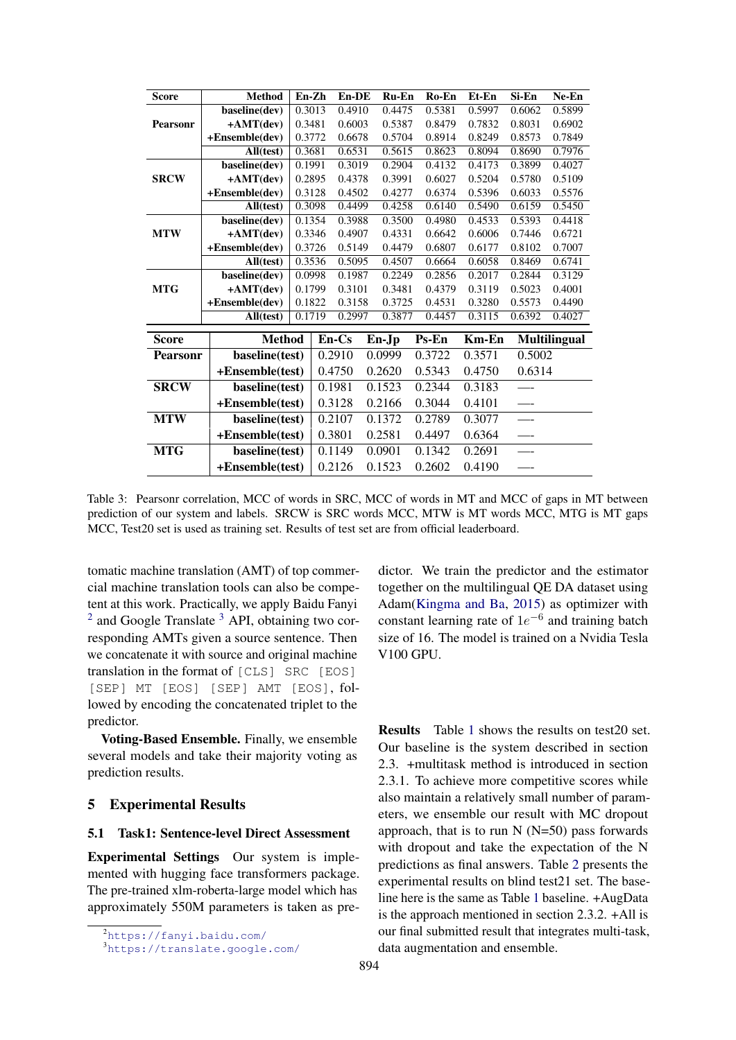| Score | Method | En-Zh | En-DE | Ru-En | Ro-En | Et-En | Si-En | Ne-En |
|---|---|---|---|---|---|---|---|---|
| Pearsonr | baseline(dev) | 0.3013 | 0.4910 | 0.4475 | 0.5381 | 0.5997 | 0.6062 | 0.5899 |
| | +AMT(dev) | 0.3481 | 0.6003 | 0.5387 | 0.8479 | 0.7832 | 0.8031 | 0.6902 |
| | +Ensemble(dev) | 0.3772 | 0.6678 | 0.5704 | 0.8914 | 0.8249 | 0.8573 | 0.7849 |
| | All(test) | 0.3681 | 0.6531 | 0.5615 | 0.8623 | 0.8094 | 0.8690 | 0.7976 |
| SRCW | baseline(dev) | 0.1991 | 0.3019 | 0.2904 | 0.4132 | 0.4173 | 0.3899 | 0.4027 |
| | +AMT(dev) | 0.2895 | 0.4378 | 0.3991 | 0.6027 | 0.5204 | 0.5780 | 0.5109 |
| | +Ensemble(dev) | 0.3128 | 0.4502 | 0.4277 | 0.6374 | 0.5396 | 0.6033 | 0.5576 |
| | All(test) | 0.3098 | 0.4499 | 0.4258 | 0.6140 | 0.5490 | 0.6159 | 0.5450 |
| MTW | baseline(dev) | 0.1354 | 0.3988 | 0.3500 | 0.4980 | 0.4533 | 0.5393 | 0.4418 |
| | +AMT(dev) | 0.3346 | 0.4907 | 0.4331 | 0.6642 | 0.6006 | 0.7446 | 0.6721 |
| | +Ensemble(dev) | 0.3726 | 0.5149 | 0.4479 | 0.6807 | 0.6177 | 0.8102 | 0.7007 |
| | All(test) | 0.3536 | 0.5095 | 0.4507 | 0.6664 | 0.6058 | 0.8469 | 0.6741 |
| MTG | baseline(dev) | 0.0998 | 0.1987 | 0.2249 | 0.2856 | 0.2017 | 0.2844 | 0.3129 |
| | +AMT(dev) | 0.1799 | 0.3101 | 0.3481 | 0.4379 | 0.3119 | 0.5023 | 0.4001 |
| | +Ensemble(dev) | 0.1822 | 0.3158 | 0.3725 | 0.4531 | 0.3280 | 0.5573 | 0.4490 |
| | All(test) | 0.1719 | 0.2997 | 0.3877 | 0.4457 | 0.3115 | 0.6392 | 0.4027 |

| Score | Method | En-Cs | En-Jp | Ps-En | Km-En | Multilingual |
|---|---|---|---|---|---|---|
| Pearsonr | baseline(test) | 0.2910 | 0.0999 | 0.3722 | 0.3571 | 0.5002 |
| | +Ensemble(test) | 0.4750 | 0.2620 | 0.5343 | 0.4750 | 0.6314 |
| SRCW | baseline(test) | 0.1981 | 0.1523 | 0.2344 | 0.3183 | —- |
| | +Ensemble(test) | 0.3128 | 0.2166 | 0.3044 | 0.4101 | —- |
| MTW | baseline(test) | 0.2107 | 0.1372 | 0.2789 | 0.3077 | —- |
| | +Ensemble(test) | 0.3801 | 0.2581 | 0.4497 | 0.6364 | —- |
| MTG | baseline(test) | 0.1149 | 0.0901 | 0.1342 | 0.2691 | —- |
| | +Ensemble(test) | 0.2126 | 0.1523 | 0.2602 | 0.4190 | —- |

Table 3: Pearsonr correlation, MCC of words in SRC, MCC of words in MT and MCC of gaps in MT between prediction of our system and labels. SRCW is SRC words MCC, MTW is MT words MCC, MTG is MT gaps MCC, Test20 set is used as training set. Results of test set are from official leaderboard.

tomatic machine translation (AMT) of top commercial machine translation tools can also be competent at this work. Practically, we apply Baidu Fanyi [2] and Google Translate [3] API, obtaining two corresponding AMTs given a source sentence. Then we concatenate it with source and original machine translation in the format of `[CLS] SRC [EOS] [SEP] MT [EOS] [SEP] AMT [EOS]`, followed by encoding the concatenated triplet to the predictor.

**Voting-Based Ensemble.** Finally, we ensemble several models and take their majority voting as prediction results.

## 5 Experimental Results

### 5.1 Task1: Sentence-level Direct Assessment

**Experimental Settings** Our system is implemented with hugging face transformers package. The pre-trained xlm-roberta-large model which has approximately 550M parameters is taken as predictor. We train the predictor and the estimator together on the multilingual QE DA dataset using Adam(Kingma and Ba, 2015) as optimizer with constant learning rate of $1e^{-6}$ and training batch size of 16. The model is trained on a Nvidia Tesla V100 GPU.

**Results** Table 1 shows the results on test20 set. Our baseline is the system described in section 2.3. +multitask method is introduced in section 2.3.1. To achieve more competitive scores while also maintain a relatively small number of parameters, we ensemble our result with MC dropout approach, that is to run N (N=50) pass forwards with dropout and take the expectation of the N predictions as final answers. Table 2 presents the experimental results on blind test21 set. The baseline here is the same as Table 1 baseline. +AugData is the approach mentioned in section 2.3.2. +All is our final submitted result that integrates multi-task, data augmentation and ensemble.

[2] https://fanyi.baidu.com/

[3] https://translate.google.com/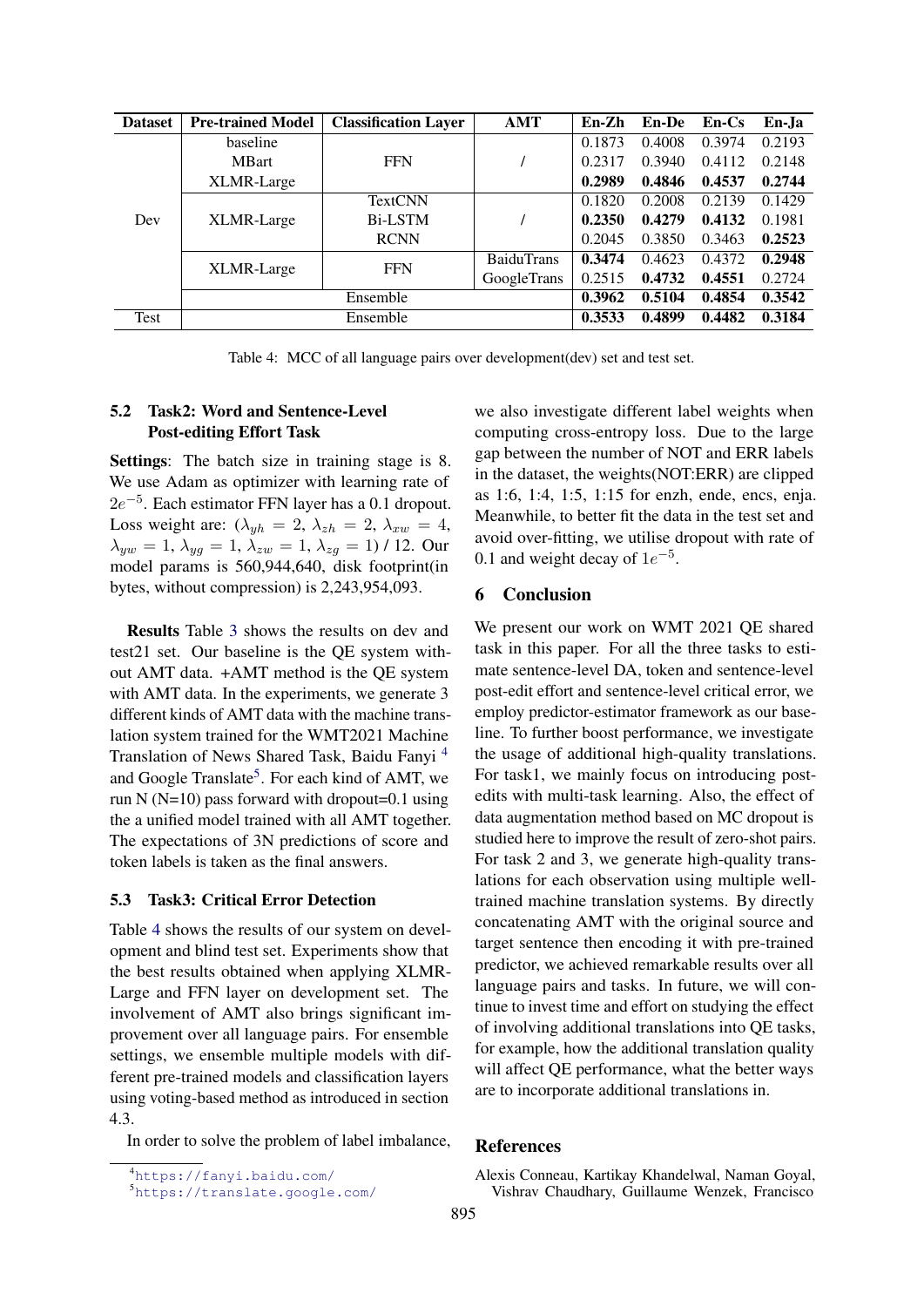| Dataset | Pre-trained Model | Classification Layer | AMT | En-Zh | En-De | En-Cs | En-Ja |
|---|---|---|---|---|---|---|---|
| Dev | baseline | FFN | / | 0.1873 | 0.4008 | 0.3974 | 0.2193 |
| | MBart | | | 0.2317 | 0.3940 | 0.4112 | 0.2148 |
| | XLMR-Large | | | **0.2989** | **0.4846** | **0.4537** | **0.2744** |
| | XLMR-Large | TextCNN | / | 0.1820 | 0.2008 | 0.2139 | 0.1429 |
| | | Bi-LSTM | | **0.2350** | **0.4279** | **0.4132** | 0.1981 |
| | | RCNN | | 0.2045 | 0.3850 | 0.3463 | **0.2523** |
| | XLMR-Large | FFN | BaiduTrans | **0.3474** | 0.4623 | 0.4372 | **0.2948** |
| | | | GoogleTrans | 0.2515 | **0.4732** | **0.4551** | 0.2724 |
| | Ensemble | | | **0.3962** | **0.5104** | **0.4854** | **0.3542** |
| Test | Ensemble | | | **0.3533** | **0.4899** | **0.4482** | **0.3184** |

Table 4: MCC of all language pairs over development(dev) set and test set.

### 5.2 Task2: Word and Sentence-Level Post-editing Effort Task

**Settings**: The batch size in training stage is 8. We use Adam as optimizer with learning rate of $2e^{-5}$. Each estimator FFN layer has a 0.1 dropout. Loss weight are: ($\lambda_{yh} = 2$, $\lambda_{zh} = 2$, $\lambda_{xw} = 4$, $\lambda_{yw} = 1$, $\lambda_{yg} = 1$, $\lambda_{zw} = 1$, $\lambda_{zg} = 1$) / 12. Our model params is 560,944,640, disk footprint(in bytes, without compression) is 2,243,954,093.

**Results** Table 3 shows the results on dev and test21 set. Our baseline is the QE system without AMT data. +AMT method is the QE system with AMT data. In the experiments, we generate 3 different kinds of AMT data with the machine translation system trained for the WMT2021 Machine Translation of News Shared Task, Baidu Fanyi [4] and Google Translate[5]. For each kind of AMT, we run N (N=10) pass forward with dropout=0.1 using the a unified model trained with all AMT together. The expectations of 3N predictions of score and token labels is taken as the final answers.

### 5.3 Task3: Critical Error Detection

Table 4 shows the results of our system on development and blind test set. Experiments show that the best results obtained when applying XLMR-Large and FFN layer on development set. The involvement of AMT also brings significant improvement over all language pairs. For ensemble settings, we ensemble multiple models with different pre-trained models and classification layers using voting-based method as introduced in section 4.3.

In order to solve the problem of label imbalance, we also investigate different label weights when computing cross-entropy loss. Due to the large gap between the number of NOT and ERR labels in the dataset, the weights(NOT:ERR) are clipped as 1:6, 1:4, 1:5, 1:15 for enzh, ende, encs, enja. Meanwhile, to better fit the data in the test set and avoid over-fitting, we utilise dropout with rate of 0.1 and weight decay of $1e^{-5}$.

## 6 Conclusion

We present our work on WMT 2021 QE shared task in this paper. For all the three tasks to estimate sentence-level DA, token and sentence-level post-edit effort and sentence-level critical error, we employ predictor-estimator framework as our baseline. To further boost performance, we investigate the usage of additional high-quality translations. For task1, we mainly focus on introducing post-edits with multi-task learning. Also, the effect of data augmentation method based on MC dropout is studied here to improve the result of zero-shot pairs. For task 2 and 3, we generate high-quality translations for each observation using multiple well-trained machine translation systems. By directly concatenating AMT with the original source and target sentence then encoding it with pre-trained predictor, we achieved remarkable results over all language pairs and tasks. In future, we will continue to invest time and effort on studying the effect of involving additional translations into QE tasks, for example, how the additional translation quality will affect QE performance, what the better ways are to incorporate additional translations in.

## References

Alexis Conneau, Kartikay Khandelwal, Naman Goyal, Vishrav Chaudhary, Guillaume Wenzek, Francisco

[4] https://fanyi.baidu.com/

[5] https://translate.google.com/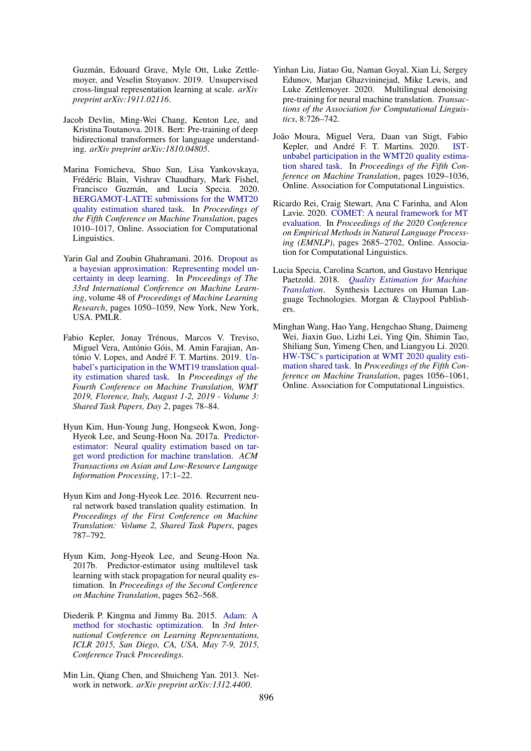Guzmán, Edouard Grave, Myle Ott, Luke Zettlemoyer, and Veselin Stoyanov. 2019. Unsupervised cross-lingual representation learning at scale. *arXiv preprint arXiv:1911.02116*.

Jacob Devlin, Ming-Wei Chang, Kenton Lee, and Kristina Toutanova. 2018. Bert: Pre-training of deep bidirectional transformers for language understanding. *arXiv preprint arXiv:1810.04805*.

Marina Fomicheva, Shuo Sun, Lisa Yankovskaya, Frédéric Blain, Vishrav Chaudhary, Mark Fishel, Francisco Guzmán, and Lucia Specia. 2020. BERGAMOT-LATTE submissions for the WMT20 quality estimation shared task. In *Proceedings of the Fifth Conference on Machine Translation*, pages 1010–1017, Online. Association for Computational Linguistics.

Yarin Gal and Zoubin Ghahramani. 2016. Dropout as a bayesian approximation: Representing model uncertainty in deep learning. In *Proceedings of The 33rd International Conference on Machine Learning*, volume 48 of *Proceedings of Machine Learning Research*, pages 1050–1059, New York, New York, USA. PMLR.

Fabio Kepler, Jonay Trénous, Marcos V. Treviso, Miguel Vera, António Góis, M. Amin Farajian, António V. Lopes, and André F. T. Martins. 2019. Unbabel's participation in the WMT19 translation quality estimation shared task. In *Proceedings of the Fourth Conference on Machine Translation, WMT 2019, Florence, Italy, August 1-2, 2019 - Volume 3: Shared Task Papers, Day 2*, pages 78–84.

Hyun Kim, Hun-Young Jung, Hongseok Kwon, Jong-Hyeok Lee, and Seung-Hoon Na. 2017a. Predictor-estimator: Neural quality estimation based on target word prediction for machine translation. *ACM Transactions on Asian and Low-Resource Language Information Processing*, 17:1–22.

Hyun Kim and Jong-Hyeok Lee. 2016. Recurrent neural network based translation quality estimation. In *Proceedings of the First Conference on Machine Translation: Volume 2, Shared Task Papers*, pages 787–792.

Hyun Kim, Jong-Hyeok Lee, and Seung-Hoon Na. 2017b. Predictor-estimator using multilevel task learning with stack propagation for neural quality estimation. In *Proceedings of the Second Conference on Machine Translation*, pages 562–568.

Diederik P. Kingma and Jimmy Ba. 2015. Adam: A method for stochastic optimization. In *3rd International Conference on Learning Representations, ICLR 2015, San Diego, CA, USA, May 7-9, 2015, Conference Track Proceedings*.

Min Lin, Qiang Chen, and Shuicheng Yan. 2013. Network in network. *arXiv preprint arXiv:1312.4400*.

Yinhan Liu, Jiatao Gu, Naman Goyal, Xian Li, Sergey Edunov, Marjan Ghazvininejad, Mike Lewis, and Luke Zettlemoyer. 2020. Multilingual denoising pre-training for neural machine translation. *Transactions of the Association for Computational Linguistics*, 8:726–742.

João Moura, Miguel Vera, Daan van Stigt, Fabio Kepler, and André F. T. Martins. 2020. IST-unbabel participation in the WMT20 quality estimation shared task. In *Proceedings of the Fifth Conference on Machine Translation*, pages 1029–1036, Online. Association for Computational Linguistics.

Ricardo Rei, Craig Stewart, Ana C Farinha, and Alon Lavie. 2020. COMET: A neural framework for MT evaluation. In *Proceedings of the 2020 Conference on Empirical Methods in Natural Language Processing (EMNLP)*, pages 2685–2702, Online. Association for Computational Linguistics.

Lucia Specia, Carolina Scarton, and Gustavo Henrique Paetzold. 2018. *Quality Estimation for Machine Translation*. Synthesis Lectures on Human Language Technologies. Morgan & Claypool Publishers.

Minghan Wang, Hao Yang, Hengchao Shang, Daimeng Wei, Jiaxin Guo, Lizhi Lei, Ying Qin, Shimin Tao, Shiliang Sun, Yimeng Chen, and Liangyou Li. 2020. HW-TSC's participation at WMT 2020 quality estimation shared task. In *Proceedings of the Fifth Conference on Machine Translation*, pages 1056–1061, Online. Association for Computational Linguistics.